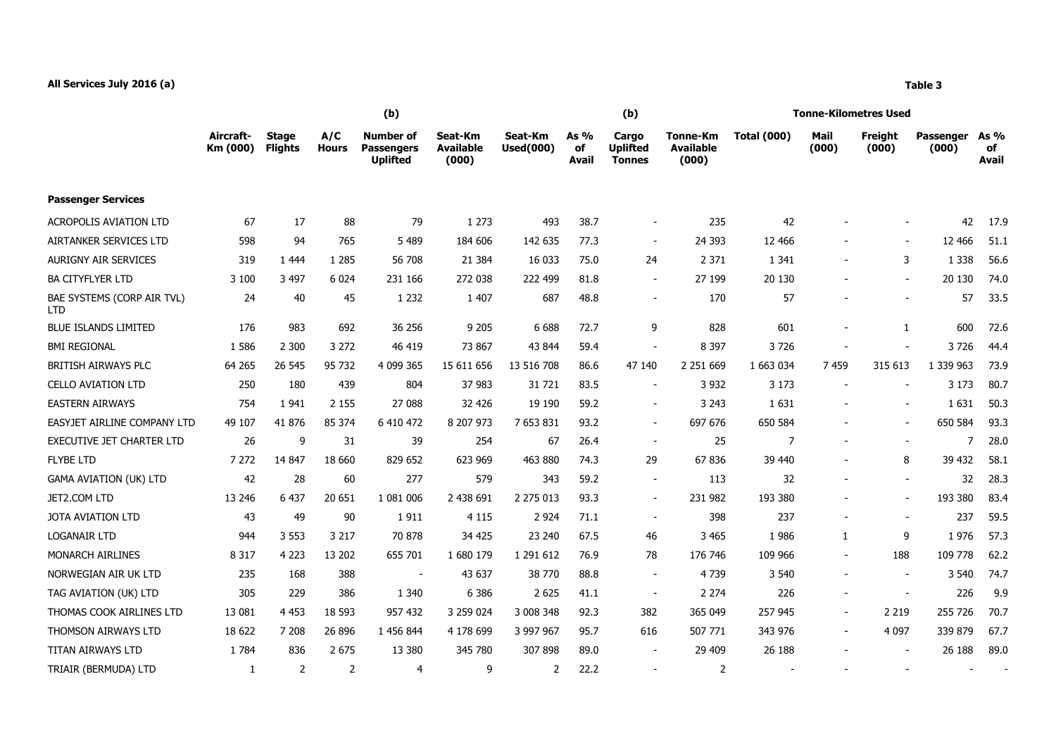**All Services July 2016 (a)**

**Table 3**

| | Aircraft-Km (000) | Stage Flights | A/C Hours | (b) Number of Passengers Uplifted | Seat-Km Available (000) | Seat-Km Used(000) | As % of Avail | (b) Cargo Uplifted Tonnes | Tonne-Km Available (000) | Tonne-Kilometres Used Total (000) | Mail (000) | Freight (000) | Passenger (000) | As % of Avail |
|---|---|---|---|---|---|---|---|---|---|---|---|---|---|---|
| **Passenger Services** | | | | | | | | | | | | | | |
| ACROPOLIS AVIATION LTD | 67 | 17 | 88 | 79 | 1 273 | 493 | 38.7 | - | 235 | 42 | - | - | 42 | 17.9 |
| AIRTANKER SERVICES LTD | 598 | 94 | 765 | 5 489 | 184 606 | 142 635 | 77.3 | - | 24 393 | 12 466 | - | - | 12 466 | 51.1 |
| AURIGNY AIR SERVICES | 319 | 1 444 | 1 285 | 56 708 | 21 384 | 16 033 | 75.0 | 24 | 2 371 | 1 341 | - | 3 | 1 338 | 56.6 |
| BA CITYFLYER LTD | 3 100 | 3 497 | 6 024 | 231 166 | 272 038 | 222 499 | 81.8 | - | 27 199 | 20 130 | - | - | 20 130 | 74.0 |
| BAE SYSTEMS (CORP AIR TVL) LTD | 24 | 40 | 45 | 1 232 | 1 407 | 687 | 48.8 | - | 170 | 57 | - | - | 57 | 33.5 |
| BLUE ISLANDS LIMITED | 176 | 983 | 692 | 36 256 | 9 205 | 6 688 | 72.7 | 9 | 828 | 601 | - | 1 | 600 | 72.6 |
| BMI REGIONAL | 1 586 | 2 300 | 3 272 | 46 419 | 73 867 | 43 844 | 59.4 | - | 8 397 | 3 726 | - | - | 3 726 | 44.4 |
| BRITISH AIRWAYS PLC | 64 265 | 26 545 | 95 732 | 4 099 365 | 15 611 656 | 13 516 708 | 86.6 | 47 140 | 2 251 669 | 1 663 034 | 7 459 | 315 613 | 1 339 963 | 73.9 |
| CELLO AVIATION LTD | 250 | 180 | 439 | 804 | 37 983 | 31 721 | 83.5 | - | 3 932 | 3 173 | - | - | 3 173 | 80.7 |
| EASTERN AIRWAYS | 754 | 1 941 | 2 155 | 27 088 | 32 426 | 19 190 | 59.2 | - | 3 243 | 1 631 | - | - | 1 631 | 50.3 |
| EASYJET AIRLINE COMPANY LTD | 49 107 | 41 876 | 85 374 | 6 410 472 | 8 207 973 | 7 653 831 | 93.2 | - | 697 676 | 650 584 | - | - | 650 584 | 93.3 |
| EXECUTIVE JET CHARTER LTD | 26 | 9 | 31 | 39 | 254 | 67 | 26.4 | - | 25 | 7 | - | - | 7 | 28.0 |
| FLYBE LTD | 7 272 | 14 847 | 18 660 | 829 652 | 623 969 | 463 880 | 74.3 | 29 | 67 836 | 39 440 | - | 8 | 39 432 | 58.1 |
| GAMA AVIATION (UK) LTD | 42 | 28 | 60 | 277 | 579 | 343 | 59.2 | - | 113 | 32 | - | - | 32 | 28.3 |
| JET2.COM LTD | 13 246 | 6 437 | 20 651 | 1 081 006 | 2 438 691 | 2 275 013 | 93.3 | - | 231 982 | 193 380 | - | - | 193 380 | 83.4 |
| JOTA AVIATION LTD | 43 | 49 | 90 | 1 911 | 4 115 | 2 924 | 71.1 | - | 398 | 237 | - | - | 237 | 59.5 |
| LOGANAIR LTD | 944 | 3 553 | 3 217 | 70 878 | 34 425 | 23 240 | 67.5 | 46 | 3 465 | 1 986 | 1 | 9 | 1 976 | 57.3 |
| MONARCH AIRLINES | 8 317 | 4 223 | 13 202 | 655 701 | 1 680 179 | 1 291 612 | 76.9 | 78 | 176 746 | 109 966 | - | 188 | 109 778 | 62.2 |
| NORWEGIAN AIR UK LTD | 235 | 168 | 388 | - | 43 637 | 38 770 | 88.8 | - | 4 739 | 3 540 | - | - | 3 540 | 74.7 |
| TAG AVIATION (UK) LTD | 305 | 229 | 386 | 1 340 | 6 386 | 2 625 | 41.1 | - | 2 274 | 226 | - | - | 226 | 9.9 |
| THOMAS COOK AIRLINES LTD | 13 081 | 4 453 | 18 593 | 957 432 | 3 259 024 | 3 008 348 | 92.3 | 382 | 365 049 | 257 945 | - | 2 219 | 255 726 | 70.7 |
| THOMSON AIRWAYS LTD | 18 622 | 7 208 | 26 896 | 1 456 844 | 4 178 699 | 3 997 967 | 95.7 | 616 | 507 771 | 343 976 | - | 4 097 | 339 879 | 67.7 |
| TITAN AIRWAYS LTD | 1 784 | 836 | 2 675 | 13 380 | 345 780 | 307 898 | 89.0 | - | 29 409 | 26 188 | - | - | 26 188 | 89.0 |
| TRIAIR (BERMUDA) LTD | 1 | 2 | 2 | 4 | 9 | 2 | 22.2 | - | 2 | - | - | - | - | - |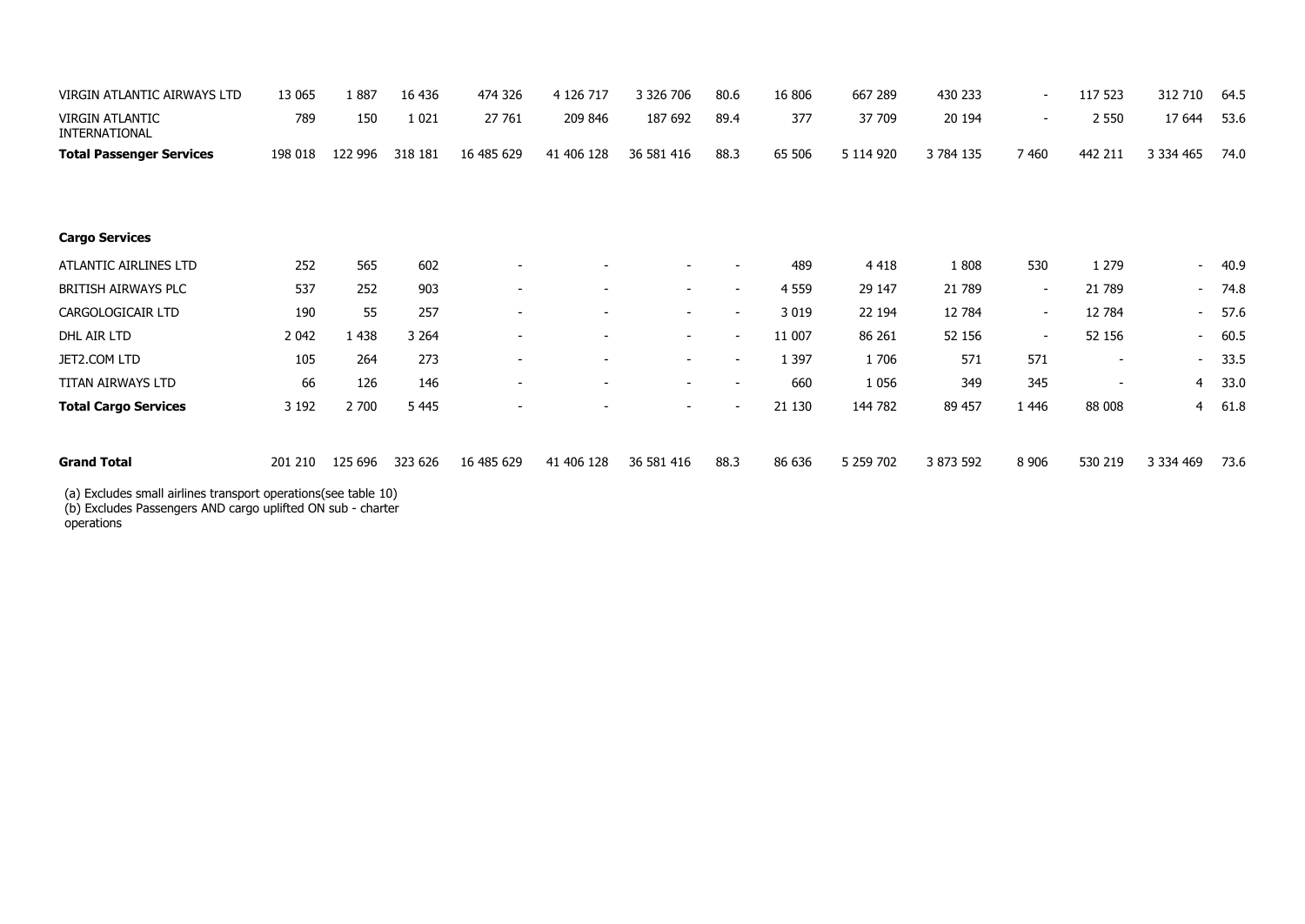| | | | | | | | | | | | | | | |
|---|---|---|---|---|---|---|---|---|---|---|---|---|---|---|
| VIRGIN ATLANTIC AIRWAYS LTD | 13 065 | 1 887 | 16 436 | 474 326 | 4 126 717 | 3 326 706 | 80.6 | 16 806 | 667 289 | 430 233 | - | 117 523 | 312 710 | 64.5 |
| VIRGIN ATLANTIC INTERNATIONAL | 789 | 150 | 1 021 | 27 761 | 209 846 | 187 692 | 89.4 | 377 | 37 709 | 20 194 | - | 2 550 | 17 644 | 53.6 |
| **Total Passenger Services** | 198 018 | 122 996 | 318 181 | 16 485 629 | 41 406 128 | 36 581 416 | 88.3 | 65 506 | 5 114 920 | 3 784 135 | 7 460 | 442 211 | 3 334 465 | 74.0 |
| **Cargo Services** | | | | | | | | | | | | | | |
| ATLANTIC AIRLINES LTD | 252 | 565 | 602 | - | - | - | - | 489 | 4 418 | 1 808 | 530 | 1 279 | - | 40.9 |
| BRITISH AIRWAYS PLC | 537 | 252 | 903 | - | - | - | - | 4 559 | 29 147 | 21 789 | - | 21 789 | - | 74.8 |
| CARGOLOGICAIR LTD | 190 | 55 | 257 | - | - | - | - | 3 019 | 22 194 | 12 784 | - | 12 784 | - | 57.6 |
| DHL AIR LTD | 2 042 | 1 438 | 3 264 | - | - | - | - | 11 007 | 86 261 | 52 156 | - | 52 156 | - | 60.5 |
| JET2.COM LTD | 105 | 264 | 273 | - | - | - | - | 1 397 | 1 706 | 571 | 571 | - | - | 33.5 |
| TITAN AIRWAYS LTD | 66 | 126 | 146 | - | - | - | - | 660 | 1 056 | 349 | 345 | - | 4 | 33.0 |
| **Total Cargo Services** | 3 192 | 2 700 | 5 445 | - | - | - | - | 21 130 | 144 782 | 89 457 | 1 446 | 88 008 | 4 | 61.8 |
| **Grand Total** | 201 210 | 125 696 | 323 626 | 16 485 629 | 41 406 128 | 36 581 416 | 88.3 | 86 636 | 5 259 702 | 3 873 592 | 8 906 | 530 219 | 3 334 469 | 73.6 |

(a) Excludes small airlines transport operations(see table 10)
(b) Excludes Passengers AND cargo uplifted ON sub - charter operations